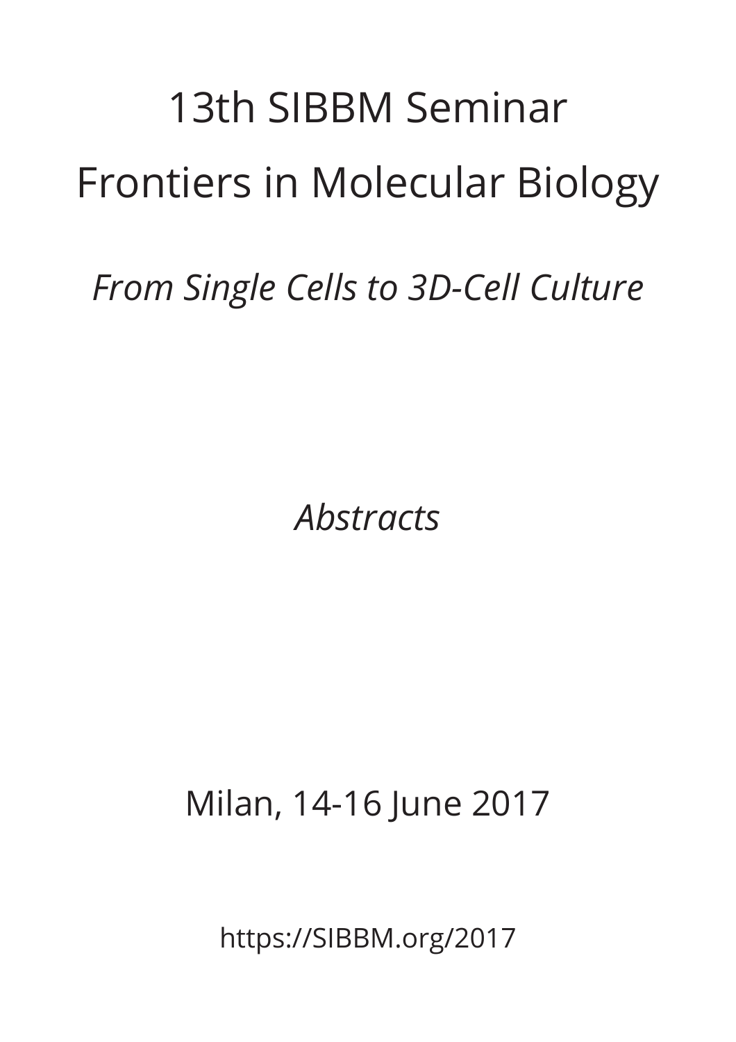# 13th SIBBM Seminar

# Frontiers in Molecular Biology

*From Single Cells to 3D-Cell Culture*

*Abstracts*

Milan, 14-16 June 2017

https://SIBBM.org/2017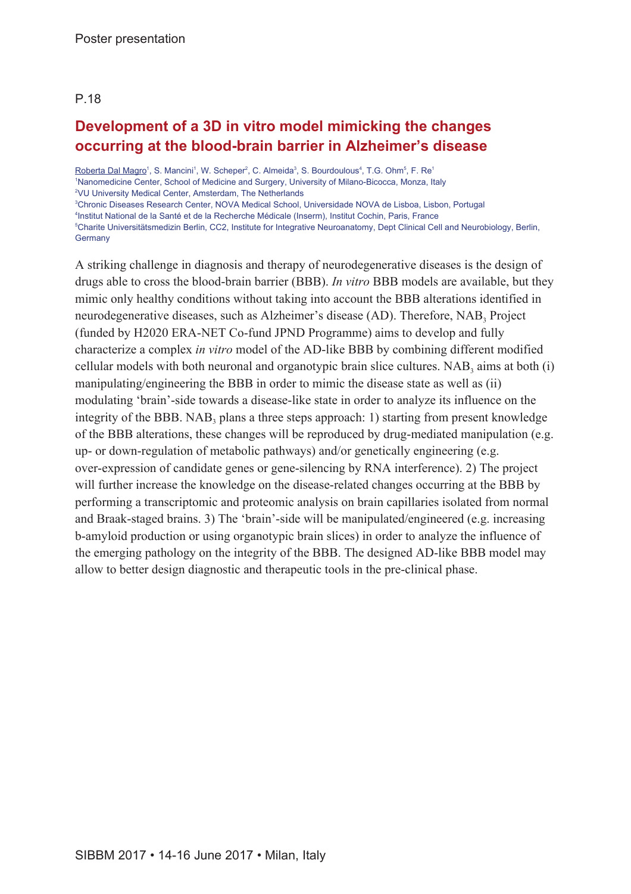Poster presentation

P.18

## Development of a 3D in vitro model mimicking the changes occurring at the blood-brain barrier in Alzheimer's disease

Roberta Dal Magro[1], S. Mancini[1], W. Scheper[2], C. Almeida[3], S. Bourdoulous[4], T.G. Ohm[5], F. Re[1]

[1]Nanomedicine Center, School of Medicine and Surgery, University of Milano-Bicocca, Monza, Italy
[2]VU University Medical Center, Amsterdam, The Netherlands
[3]Chronic Diseases Research Center, NOVA Medical School, Universidade NOVA de Lisboa, Lisbon, Portugal
[4]Institut National de la Santé et de la Recherche Médicale (Inserm), Institut Cochin, Paris, France
[5]Charite Universitätsmedizin Berlin, CC2, Institute for Integrative Neuroanatomy, Dept Clinical Cell and Neurobiology, Berlin, Germany

A striking challenge in diagnosis and therapy of neurodegenerative diseases is the design of drugs able to cross the blood-brain barrier (BBB). *In vitro* BBB models are available, but they mimic only healthy conditions without taking into account the BBB alterations identified in neurodegenerative diseases, such as Alzheimer's disease (AD). Therefore, $NAB_3$ Project (funded by H2020 ERA-NET Co-fund JPND Programme) aims to develop and fully characterize a complex *in vitro* model of the AD-like BBB by combining different modified cellular models with both neuronal and organotypic brain slice cultures. $NAB_3$ aims at both (i) manipulating/engineering the BBB in order to mimic the disease state as well as (ii) modulating 'brain'-side towards a disease-like state in order to analyze its influence on the integrity of the BBB. $NAB_3$ plans a three steps approach: 1) starting from present knowledge of the BBB alterations, these changes will be reproduced by drug-mediated manipulation (e.g. up- or down-regulation of metabolic pathways) and/or genetically engineering (e.g. over-expression of candidate genes or gene-silencing by RNA interference). 2) The project will further increase the knowledge on the disease-related changes occurring at the BBB by performing a transcriptomic and proteomic analysis on brain capillaries isolated from normal and Braak-staged brains. 3) The 'brain'-side will be manipulated/engineered (e.g. increasing b-amyloid production or using organotypic brain slices) in order to analyze the influence of the emerging pathology on the integrity of the BBB. The designed AD-like BBB model may allow to better design diagnostic and therapeutic tools in the pre-clinical phase.